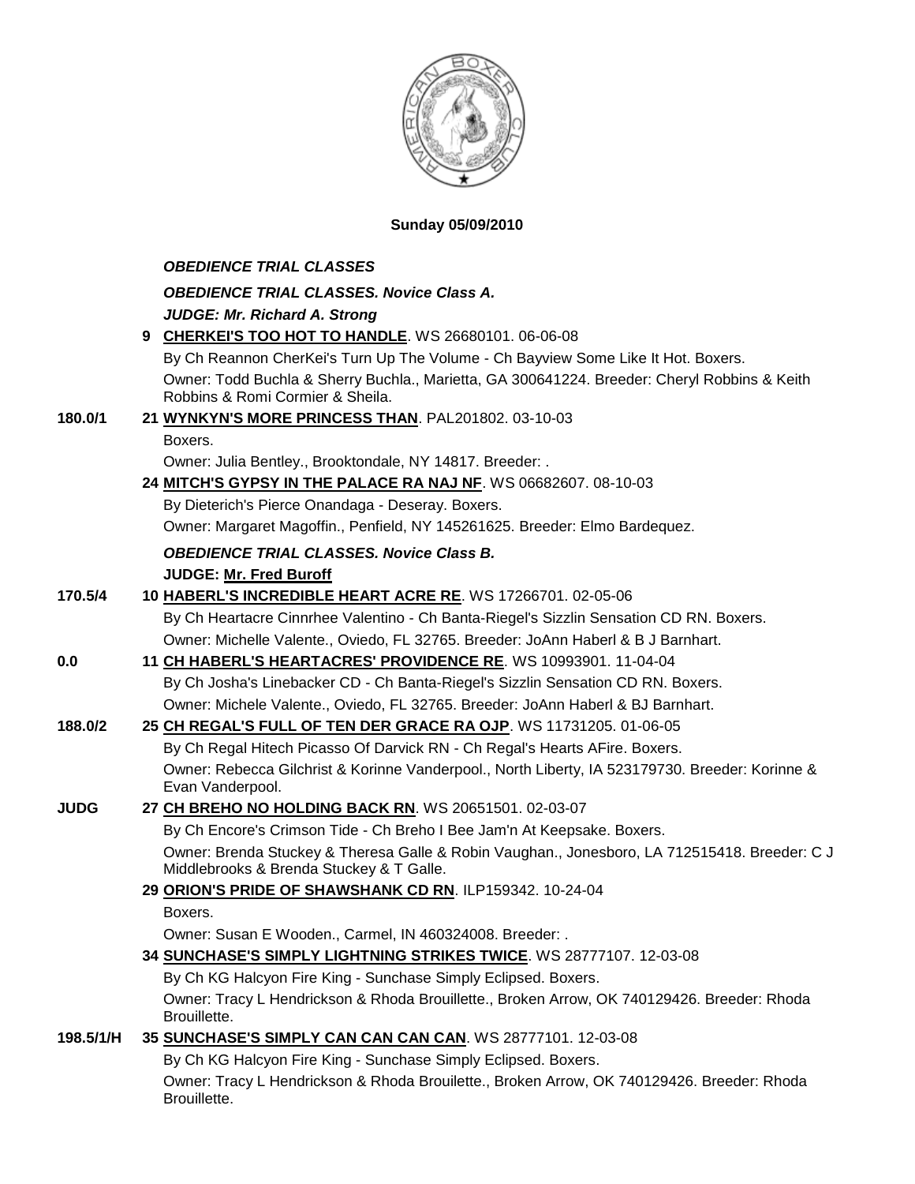**Sunday 05/09/2010**

***OBEDIENCE TRIAL CLASSES***

***OBEDIENCE TRIAL CLASSES. Novice Class A.***

***JUDGE: Mr. Richard A. Strong***

**9 CHERKEI'S TOO HOT TO HANDLE**. WS 26680101. 06-06-08
By Ch Reannon CherKei's Turn Up The Volume - Ch Bayview Some Like It Hot. Boxers.
Owner: Todd Buchla & Sherry Buchla., Marietta, GA 300641224. Breeder: Cheryl Robbins & Keith Robbins & Romi Cormier & Sheila.

**180.0/1** **21 WYNKYN'S MORE PRINCESS THAN**. PAL201802. 03-10-03
Boxers.
Owner: Julia Bentley., Brooktondale, NY 14817. Breeder: .

**24 MITCH'S GYPSY IN THE PALACE RA NAJ NF**. WS 06682607. 08-10-03
By Dieterich's Pierce Onandaga - Deseray. Boxers.
Owner: Margaret Magoffin., Penfield, NY 145261625. Breeder: Elmo Bardequez.

***OBEDIENCE TRIAL CLASSES. Novice Class B.***

**JUDGE: Mr. Fred Buroff**

**170.5/4** **10 HABERL'S INCREDIBLE HEART ACRE RE**. WS 17266701. 02-05-06
By Ch Heartacre Cinnrhee Valentino - Ch Banta-Riegel's Sizzlin Sensation CD RN. Boxers.
Owner: Michelle Valente., Oviedo, FL 32765. Breeder: JoAnn Haberl & B J Barnhart.

**0.0** **11 CH HABERL'S HEARTACRES' PROVIDENCE RE**. WS 10993901. 11-04-04
By Ch Josha's Linebacker CD - Ch Banta-Riegel's Sizzlin Sensation CD RN. Boxers.
Owner: Michele Valente., Oviedo, FL 32765. Breeder: JoAnn Haberl & BJ Barnhart.

**188.0/2** **25 CH REGAL'S FULL OF TEN DER GRACE RA OJP**. WS 11731205. 01-06-05
By Ch Regal Hitech Picasso Of Darvick RN - Ch Regal's Hearts AFire. Boxers.
Owner: Rebecca Gilchrist & Korinne Vanderpool., North Liberty, IA 523179730. Breeder: Korinne & Evan Vanderpool.

**JUDG** **27 CH BREHO NO HOLDING BACK RN**. WS 20651501. 02-03-07
By Ch Encore's Crimson Tide - Ch Breho I Bee Jam'n At Keepsake. Boxers.
Owner: Brenda Stuckey & Theresa Galle & Robin Vaughan., Jonesboro, LA 712515418. Breeder: C J Middlebrooks & Brenda Stuckey & T Galle.

**29 ORION'S PRIDE OF SHAWSHANK CD RN**. ILP159342. 10-24-04
Boxers.
Owner: Susan E Wooden., Carmel, IN 460324008. Breeder: .

**34 SUNCHASE'S SIMPLY LIGHTNING STRIKES TWICE**. WS 28777107. 12-03-08
By Ch KG Halcyon Fire King - Sunchase Simply Eclipsed. Boxers.
Owner: Tracy L Hendrickson & Rhoda Brouillette., Broken Arrow, OK 740129426. Breeder: Rhoda Brouillette.

**198.5/1/H** **35 SUNCHASE'S SIMPLY CAN CAN CAN CAN**. WS 28777101. 12-03-08
By Ch KG Halcyon Fire King - Sunchase Simply Eclipsed. Boxers.
Owner: Tracy L Hendrickson & Rhoda Brouilette., Broken Arrow, OK 740129426. Breeder: Rhoda Brouillette.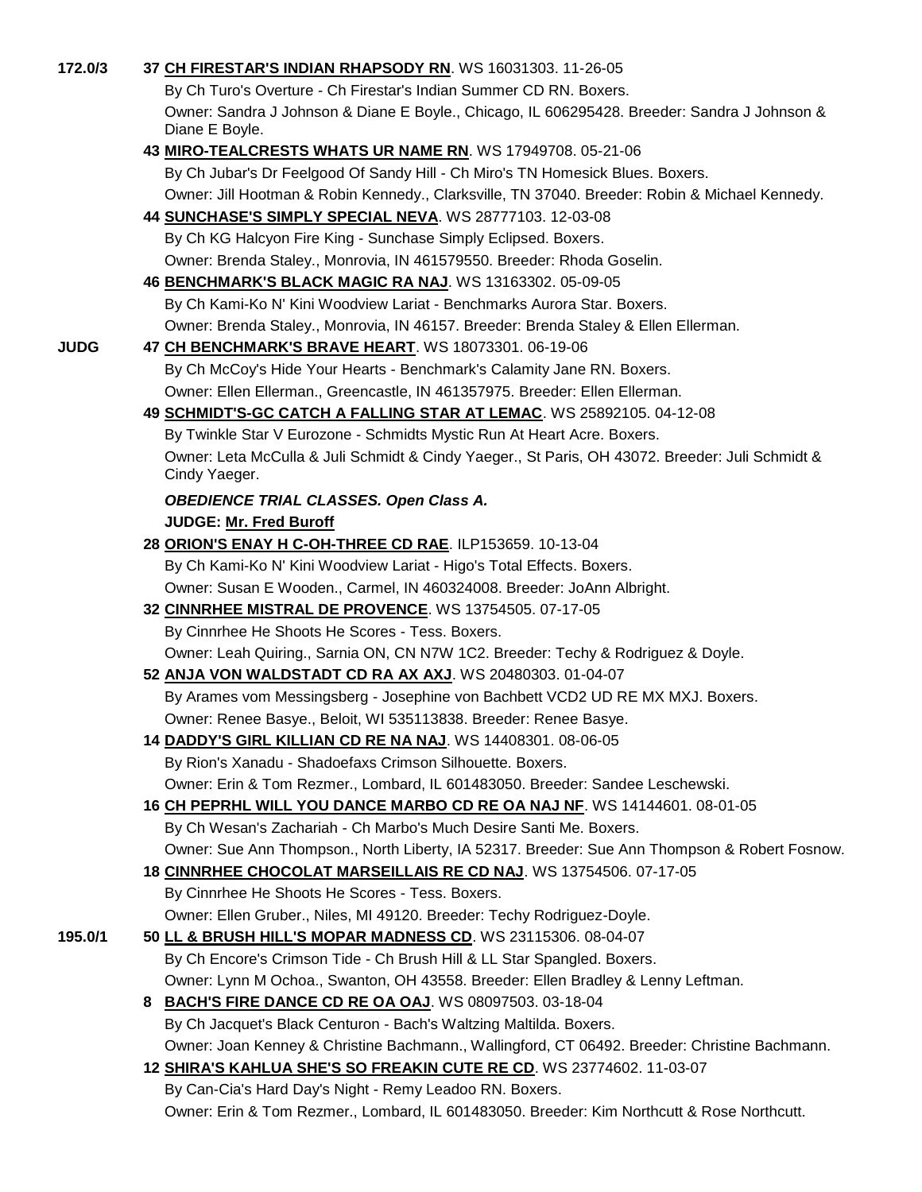**172.0/3** **37 CH FIRESTAR'S INDIAN RHAPSODY RN**. WS 16031303. 11-26-05
By Ch Turo's Overture - Ch Firestar's Indian Summer CD RN. Boxers.
Owner: Sandra J Johnson & Diane E Boyle., Chicago, IL 606295428. Breeder: Sandra J Johnson & Diane E Boyle.

**43 MIRO-TEALCRESTS WHATS UR NAME RN**. WS 17949708. 05-21-06
By Ch Jubar's Dr Feelgood Of Sandy Hill - Ch Miro's TN Homesick Blues. Boxers.
Owner: Jill Hootman & Robin Kennedy., Clarksville, TN 37040. Breeder: Robin & Michael Kennedy.

**44 SUNCHASE'S SIMPLY SPECIAL NEVA**. WS 28777103. 12-03-08
By Ch KG Halcyon Fire King - Sunchase Simply Eclipsed. Boxers.
Owner: Brenda Staley., Monrovia, IN 461579550. Breeder: Rhoda Goselin.

**46 BENCHMARK'S BLACK MAGIC RA NAJ**. WS 13163302. 05-09-05
By Ch Kami-Ko N' Kini Woodview Lariat - Benchmarks Aurora Star. Boxers.
Owner: Brenda Staley., Monrovia, IN 46157. Breeder: Brenda Staley & Ellen Ellerman.

**JUDG** **47 CH BENCHMARK'S BRAVE HEART**. WS 18073301. 06-19-06
By Ch McCoy's Hide Your Hearts - Benchmark's Calamity Jane RN. Boxers.
Owner: Ellen Ellerman., Greencastle, IN 461357975. Breeder: Ellen Ellerman.

**49 SCHMIDT'S-GC CATCH A FALLING STAR AT LEMAC**. WS 25892105. 04-12-08
By Twinkle Star V Eurozone - Schmidts Mystic Run At Heart Acre. Boxers.
Owner: Leta McCulla & Juli Schmidt & Cindy Yaeger., St Paris, OH 43072. Breeder: Juli Schmidt & Cindy Yaeger.

***OBEDIENCE TRIAL CLASSES. Open Class A.***

**JUDGE: Mr. Fred Buroff**

**28 ORION'S ENAY H C-OH-THREE CD RAE**. ILP153659. 10-13-04
By Ch Kami-Ko N' Kini Woodview Lariat - Higo's Total Effects. Boxers.
Owner: Susan E Wooden., Carmel, IN 460324008. Breeder: JoAnn Albright.

**32 CINNRHEE MISTRAL DE PROVENCE**. WS 13754505. 07-17-05
By Cinnrhee He Shoots He Scores - Tess. Boxers.
Owner: Leah Quiring., Sarnia ON, CN N7W 1C2. Breeder: Techy & Rodriguez & Doyle.

**52 ANJA VON WALDSTADT CD RA AX AXJ**. WS 20480303. 01-04-07
By Arames vom Messingsberg - Josephine von Bachbett VCD2 UD RE MX MXJ. Boxers.
Owner: Renee Basye., Beloit, WI 535113838. Breeder: Renee Basye.

**14 DADDY'S GIRL KILLIAN CD RE NA NAJ**. WS 14408301. 08-06-05
By Rion's Xanadu - Shadoefaxs Crimson Silhouette. Boxers.
Owner: Erin & Tom Rezmer., Lombard, IL 601483050. Breeder: Sandee Leschewski.

**16 CH PEPRHL WILL YOU DANCE MARBO CD RE OA NAJ NF**. WS 14144601. 08-01-05
By Ch Wesan's Zachariah - Ch Marbo's Much Desire Santi Me. Boxers.
Owner: Sue Ann Thompson., North Liberty, IA 52317. Breeder: Sue Ann Thompson & Robert Fosnow.

**18 CINNRHEE CHOCOLAT MARSEILLAIS RE CD NAJ**. WS 13754506. 07-17-05
By Cinnrhee He Shoots He Scores - Tess. Boxers.
Owner: Ellen Gruber., Niles, MI 49120. Breeder: Techy Rodriguez-Doyle.

**195.0/1** **50 LL & BRUSH HILL'S MOPAR MADNESS CD**. WS 23115306. 08-04-07
By Ch Encore's Crimson Tide - Ch Brush Hill & LL Star Spangled. Boxers.
Owner: Lynn M Ochoa., Swanton, OH 43558. Breeder: Ellen Bradley & Lenny Leftman.

**8 BACH'S FIRE DANCE CD RE OA OAJ**. WS 08097503. 03-18-04
By Ch Jacquet's Black Centuron - Bach's Waltzing Maltilda. Boxers.
Owner: Joan Kenney & Christine Bachmann., Wallingford, CT 06492. Breeder: Christine Bachmann.

**12 SHIRA'S KAHLUA SHE'S SO FREAKIN CUTE RE CD**. WS 23774602. 11-03-07
By Can-Cia's Hard Day's Night - Remy Leadoo RN. Boxers.
Owner: Erin & Tom Rezmer., Lombard, IL 601483050. Breeder: Kim Northcutt & Rose Northcutt.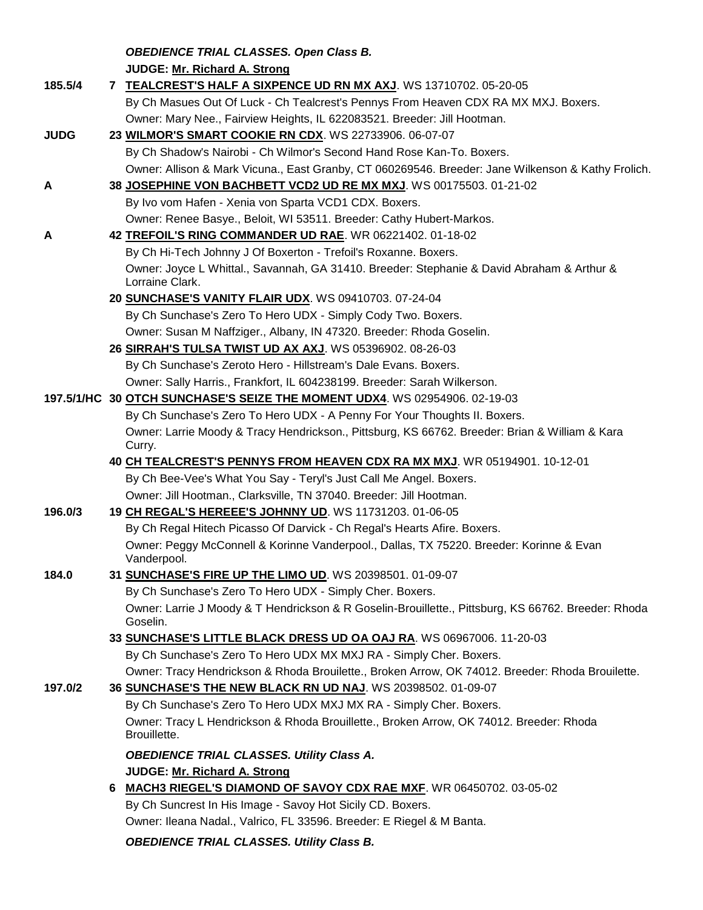***OBEDIENCE TRIAL CLASSES. Open Class B.***

**JUDGE: Mr. Richard A. Strong**

**185.5/4** **7 TEALCREST'S HALF A SIXPENCE UD RN MX AXJ**. WS 13710702. 05-20-05
By Ch Masues Out Of Luck - Ch Tealcrest's Pennys From Heaven CDX RA MX MXJ. Boxers.
Owner: Mary Nee., Fairview Heights, IL 622083521. Breeder: Jill Hootman.

**JUDG** **23 WILMOR'S SMART COOKIE RN CDX**. WS 22733906. 06-07-07
By Ch Shadow's Nairobi - Ch Wilmor's Second Hand Rose Kan-To. Boxers.
Owner: Allison & Mark Vicuna., East Granby, CT 060269546. Breeder: Jane Wilkenson & Kathy Frolich.

**A** **38 JOSEPHINE VON BACHBETT VCD2 UD RE MX MXJ**. WS 00175503. 01-21-02
By Ivo vom Hafen - Xenia von Sparta VCD1 CDX. Boxers.
Owner: Renee Basye., Beloit, WI 53511. Breeder: Cathy Hubert-Markos.

**A** **42 TREFOIL'S RING COMMANDER UD RAE**. WR 06221402. 01-18-02
By Ch Hi-Tech Johnny J Of Boxerton - Trefoil's Roxanne. Boxers.
Owner: Joyce L Whittal., Savannah, GA 31410. Breeder: Stephanie & David Abraham & Arthur & Lorraine Clark.

**20 SUNCHASE'S VANITY FLAIR UDX**. WS 09410703. 07-24-04
By Ch Sunchase's Zero To Hero UDX - Simply Cody Two. Boxers.
Owner: Susan M Naffziger., Albany, IN 47320. Breeder: Rhoda Goselin.

**26 SIRRAH'S TULSA TWIST UD AX AXJ**. WS 05396902. 08-26-03
By Ch Sunchase's Zeroto Hero - Hillstream's Dale Evans. Boxers.
Owner: Sally Harris., Frankfort, IL 604238199. Breeder: Sarah Wilkerson.

**197.5/1/HC** **30 OTCH SUNCHASE'S SEIZE THE MOMENT UDX4**. WS 02954906. 02-19-03
By Ch Sunchase's Zero To Hero UDX - A Penny For Your Thoughts II. Boxers.
Owner: Larrie Moody & Tracy Hendrickson., Pittsburg, KS 66762. Breeder: Brian & William & Kara Curry.

**40 CH TEALCREST'S PENNYS FROM HEAVEN CDX RA MX MXJ**. WR 05194901. 10-12-01
By Ch Bee-Vee's What You Say - Teryl's Just Call Me Angel. Boxers.
Owner: Jill Hootman., Clarksville, TN 37040. Breeder: Jill Hootman.

**196.0/3** **19 CH REGAL'S HEREEE'S JOHNNY UD**. WS 11731203. 01-06-05
By Ch Regal Hitech Picasso Of Darvick - Ch Regal's Hearts Afire. Boxers.
Owner: Peggy McConnell & Korinne Vanderpool., Dallas, TX 75220. Breeder: Korinne & Evan Vanderpool.

**184.0** **31 SUNCHASE'S FIRE UP THE LIMO UD**. WS 20398501. 01-09-07
By Ch Sunchase's Zero To Hero UDX - Simply Cher. Boxers.
Owner: Larrie J Moody & T Hendrickson & R Goselin-Brouillette., Pittsburg, KS 66762. Breeder: Rhoda Goselin.

**33 SUNCHASE'S LITTLE BLACK DRESS UD OA OAJ RA**. WS 06967006. 11-20-03
By Ch Sunchase's Zero To Hero UDX MX MXJ RA - Simply Cher. Boxers.
Owner: Tracy Hendrickson & Rhoda Brouilette., Broken Arrow, OK 74012. Breeder: Rhoda Brouilette.

**197.0/2** **36 SUNCHASE'S THE NEW BLACK RN UD NAJ**. WS 20398502. 01-09-07
By Ch Sunchase's Zero To Hero UDX MXJ MX RA - Simply Cher. Boxers.
Owner: Tracy L Hendrickson & Rhoda Brouillette., Broken Arrow, OK 74012. Breeder: Rhoda Brouillette.

***OBEDIENCE TRIAL CLASSES. Utility Class A.***

**JUDGE: Mr. Richard A. Strong**

**6 MACH3 RIEGEL'S DIAMOND OF SAVOY CDX RAE MXF**. WR 06450702. 03-05-02
By Ch Suncrest In His Image - Savoy Hot Sicily CD. Boxers.
Owner: Ileana Nadal., Valrico, FL 33596. Breeder: E Riegel & M Banta.

***OBEDIENCE TRIAL CLASSES. Utility Class B.***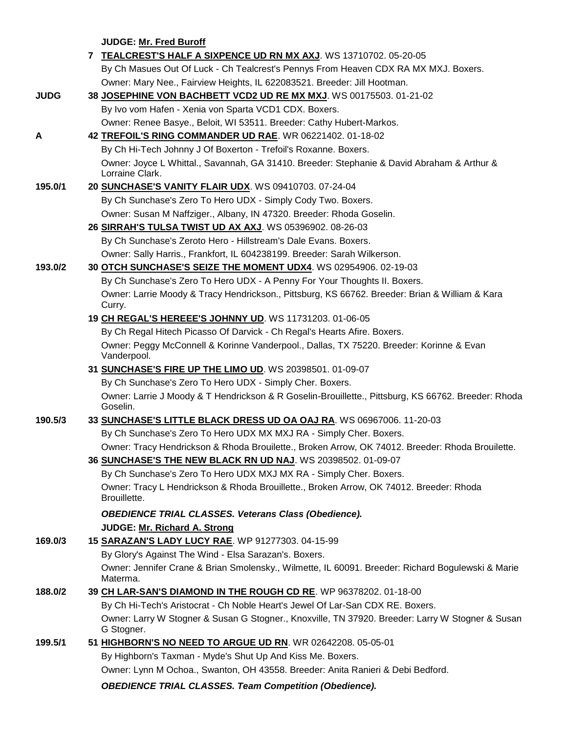**JUDGE: Mr. Fred Buroff**

**7 TEALCREST'S HALF A SIXPENCE UD RN MX AXJ**. WS 13710702. 05-20-05
By Ch Masues Out Of Luck - Ch Tealcrest's Pennys From Heaven CDX RA MX MXJ. Boxers.
Owner: Mary Nee., Fairview Heights, IL 622083521. Breeder: Jill Hootman.

**JUDG** **38 JOSEPHINE VON BACHBETT VCD2 UD RE MX MXJ**. WS 00175503. 01-21-02
By Ivo vom Hafen - Xenia von Sparta VCD1 CDX. Boxers.
Owner: Renee Basye., Beloit, WI 53511. Breeder: Cathy Hubert-Markos.

**A** **42 TREFOIL'S RING COMMANDER UD RAE**. WR 06221402. 01-18-02
By Ch Hi-Tech Johnny J Of Boxerton - Trefoil's Roxanne. Boxers.
Owner: Joyce L Whittal., Savannah, GA 31410. Breeder: Stephanie & David Abraham & Arthur & Lorraine Clark.

**195.0/1** **20 SUNCHASE'S VANITY FLAIR UDX**. WS 09410703. 07-24-04
By Ch Sunchase's Zero To Hero UDX - Simply Cody Two. Boxers.
Owner: Susan M Naffziger., Albany, IN 47320. Breeder: Rhoda Goselin.

**26 SIRRAH'S TULSA TWIST UD AX AXJ**. WS 05396902. 08-26-03
By Ch Sunchase's Zeroto Hero - Hillstream's Dale Evans. Boxers.
Owner: Sally Harris., Frankfort, IL 604238199. Breeder: Sarah Wilkerson.

**193.0/2** **30 OTCH SUNCHASE'S SEIZE THE MOMENT UDX4**. WS 02954906. 02-19-03
By Ch Sunchase's Zero To Hero UDX - A Penny For Your Thoughts II. Boxers.
Owner: Larrie Moody & Tracy Hendrickson., Pittsburg, KS 66762. Breeder: Brian & William & Kara Curry.

**19 CH REGAL'S HEREEE'S JOHNNY UD**. WS 11731203. 01-06-05
By Ch Regal Hitech Picasso Of Darvick - Ch Regal's Hearts Afire. Boxers.
Owner: Peggy McConnell & Korinne Vanderpool., Dallas, TX 75220. Breeder: Korinne & Evan Vanderpool.

**31 SUNCHASE'S FIRE UP THE LIMO UD**. WS 20398501. 01-09-07
By Ch Sunchase's Zero To Hero UDX - Simply Cher. Boxers.
Owner: Larrie J Moody & T Hendrickson & R Goselin-Brouillette., Pittsburg, KS 66762. Breeder: Rhoda Goselin.

**190.5/3** **33 SUNCHASE'S LITTLE BLACK DRESS UD OA OAJ RA**. WS 06967006. 11-20-03
By Ch Sunchase's Zero To Hero UDX MX MXJ RA - Simply Cher. Boxers.
Owner: Tracy Hendrickson & Rhoda Brouilette., Broken Arrow, OK 74012. Breeder: Rhoda Brouilette.

**36 SUNCHASE'S THE NEW BLACK RN UD NAJ**. WS 20398502. 01-09-07
By Ch Sunchase's Zero To Hero UDX MXJ MX RA - Simply Cher. Boxers.
Owner: Tracy L Hendrickson & Rhoda Brouillette., Broken Arrow, OK 74012. Breeder: Rhoda Brouillette.

***OBEDIENCE TRIAL CLASSES. Veterans Class (Obedience).***

**JUDGE: Mr. Richard A. Strong**

**169.0/3** **15 SARAZAN'S LADY LUCY RAE**. WP 91277303. 04-15-99
By Glory's Against The Wind - Elsa Sarazan's. Boxers.
Owner: Jennifer Crane & Brian Smolensky., Wilmette, IL 60091. Breeder: Richard Bogulewski & Marie Materma.

**188.0/2** **39 CH LAR-SAN'S DIAMOND IN THE ROUGH CD RE**. WP 96378202. 01-18-00
By Ch Hi-Tech's Aristocrat - Ch Noble Heart's Jewel Of Lar-San CDX RE. Boxers.
Owner: Larry W Stogner & Susan G Stogner., Knoxville, TN 37920. Breeder: Larry W Stogner & Susan G Stogner.

**199.5/1** **51 HIGHBORN'S NO NEED TO ARGUE UD RN**. WR 02642208. 05-05-01
By Highborn's Taxman - Myde's Shut Up And Kiss Me. Boxers.
Owner: Lynn M Ochoa., Swanton, OH 43558. Breeder: Anita Ranieri & Debi Bedford.

***OBEDIENCE TRIAL CLASSES. Team Competition (Obedience).***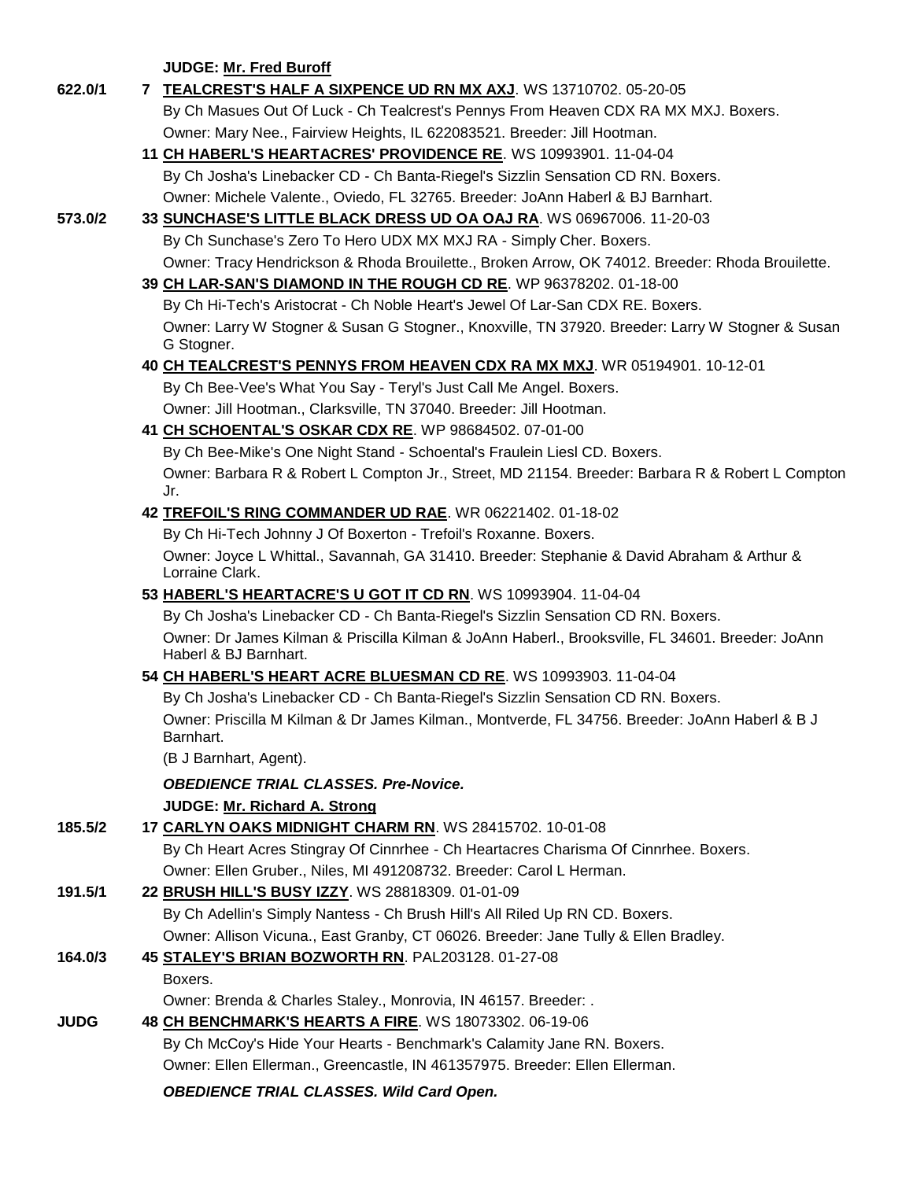**JUDGE: Mr. Fred Buroff**

**622.0/1** **7 TEALCREST'S HALF A SIXPENCE UD RN MX AXJ**. WS 13710702. 05-20-05
By Ch Masues Out Of Luck - Ch Tealcrest's Pennys From Heaven CDX RA MX MXJ. Boxers.
Owner: Mary Nee., Fairview Heights, IL 622083521. Breeder: Jill Hootman.

**11 CH HABERL'S HEARTACRES' PROVIDENCE RE**. WS 10993901. 11-04-04
By Ch Josha's Linebacker CD - Ch Banta-Riegel's Sizzlin Sensation CD RN. Boxers.
Owner: Michele Valente., Oviedo, FL 32765. Breeder: JoAnn Haberl & BJ Barnhart.

**573.0/2** **33 SUNCHASE'S LITTLE BLACK DRESS UD OA OAJ RA**. WS 06967006. 11-20-03
By Ch Sunchase's Zero To Hero UDX MX MXJ RA - Simply Cher. Boxers.
Owner: Tracy Hendrickson & Rhoda Brouilette., Broken Arrow, OK 74012. Breeder: Rhoda Brouilette.

**39 CH LAR-SAN'S DIAMOND IN THE ROUGH CD RE**. WP 96378202. 01-18-00
By Ch Hi-Tech's Aristocrat - Ch Noble Heart's Jewel Of Lar-San CDX RE. Boxers.
Owner: Larry W Stogner & Susan G Stogner., Knoxville, TN 37920. Breeder: Larry W Stogner & Susan G Stogner.

**40 CH TEALCREST'S PENNYS FROM HEAVEN CDX RA MX MXJ**. WR 05194901. 10-12-01
By Ch Bee-Vee's What You Say - Teryl's Just Call Me Angel. Boxers.
Owner: Jill Hootman., Clarksville, TN 37040. Breeder: Jill Hootman.

**41 CH SCHOENTAL'S OSKAR CDX RE**. WP 98684502. 07-01-00
By Ch Bee-Mike's One Night Stand - Schoental's Fraulein Liesl CD. Boxers.
Owner: Barbara R & Robert L Compton Jr., Street, MD 21154. Breeder: Barbara R & Robert L Compton Jr.

**42 TREFOIL'S RING COMMANDER UD RAE**. WR 06221402. 01-18-02
By Ch Hi-Tech Johnny J Of Boxerton - Trefoil's Roxanne. Boxers.
Owner: Joyce L Whittal., Savannah, GA 31410. Breeder: Stephanie & David Abraham & Arthur & Lorraine Clark.

**53 HABERL'S HEARTACRE'S U GOT IT CD RN**. WS 10993904. 11-04-04
By Ch Josha's Linebacker CD - Ch Banta-Riegel's Sizzlin Sensation CD RN. Boxers.
Owner: Dr James Kilman & Priscilla Kilman & JoAnn Haberl., Brooksville, FL 34601. Breeder: JoAnn Haberl & BJ Barnhart.

**54 CH HABERL'S HEART ACRE BLUESMAN CD RE**. WS 10993903. 11-04-04
By Ch Josha's Linebacker CD - Ch Banta-Riegel's Sizzlin Sensation CD RN. Boxers.
Owner: Priscilla M Kilman & Dr James Kilman., Montverde, FL 34756. Breeder: JoAnn Haberl & B J Barnhart.
(B J Barnhart, Agent).

***OBEDIENCE TRIAL CLASSES. Pre-Novice.***

**JUDGE: Mr. Richard A. Strong**

**185.5/2** **17 CARLYN OAKS MIDNIGHT CHARM RN**. WS 28415702. 10-01-08
By Ch Heart Acres Stingray Of Cinnrhee - Ch Heartacres Charisma Of Cinnrhee. Boxers.
Owner: Ellen Gruber., Niles, MI 491208732. Breeder: Carol L Herman.

**191.5/1** **22 BRUSH HILL'S BUSY IZZY**. WS 28818309. 01-01-09
By Ch Adellin's Simply Nantess - Ch Brush Hill's All Riled Up RN CD. Boxers.
Owner: Allison Vicuna., East Granby, CT 06026. Breeder: Jane Tully & Ellen Bradley.

**164.0/3** **45 STALEY'S BRIAN BOZWORTH RN**. PAL203128. 01-27-08
Boxers.
Owner: Brenda & Charles Staley., Monrovia, IN 46157. Breeder: .

**JUDG** **48 CH BENCHMARK'S HEARTS A FIRE**. WS 18073302. 06-19-06
By Ch McCoy's Hide Your Hearts - Benchmark's Calamity Jane RN. Boxers.
Owner: Ellen Ellerman., Greencastle, IN 461357975. Breeder: Ellen Ellerman.

***OBEDIENCE TRIAL CLASSES. Wild Card Open.***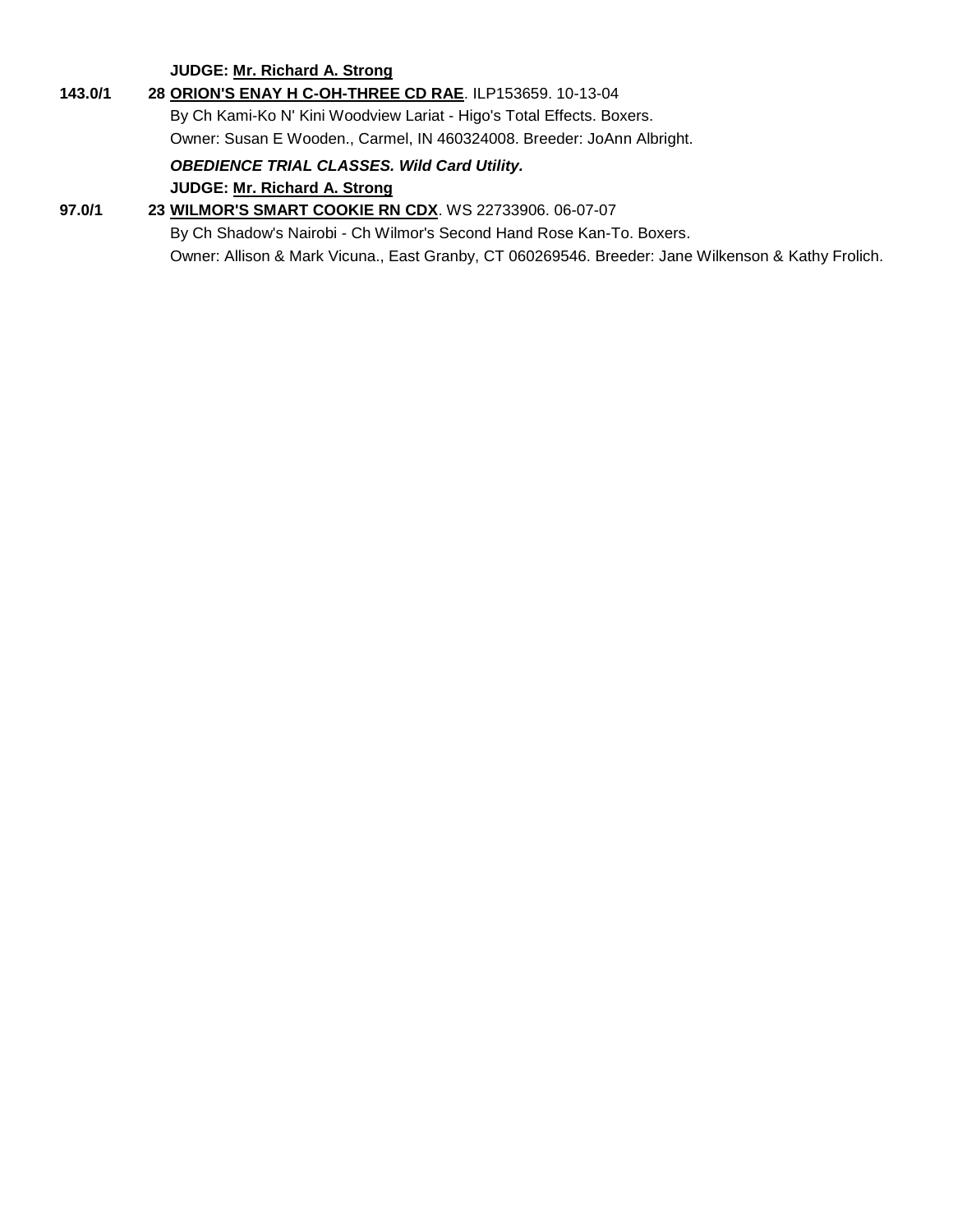**JUDGE: Mr. Richard A. Strong**

**143.0/1** **28 ORION'S ENAY H C-OH-THREE CD RAE**. ILP153659. 10-13-04
By Ch Kami-Ko N' Kini Woodview Lariat - Higo's Total Effects. Boxers.
Owner: Susan E Wooden., Carmel, IN 460324008. Breeder: JoAnn Albright.

***OBEDIENCE TRIAL CLASSES. Wild Card Utility.***

**JUDGE: Mr. Richard A. Strong**

**97.0/1** **23 WILMOR'S SMART COOKIE RN CDX**. WS 22733906. 06-07-07
By Ch Shadow's Nairobi - Ch Wilmor's Second Hand Rose Kan-To. Boxers.
Owner: Allison & Mark Vicuna., East Granby, CT 060269546. Breeder: Jane Wilkenson & Kathy Frolich.